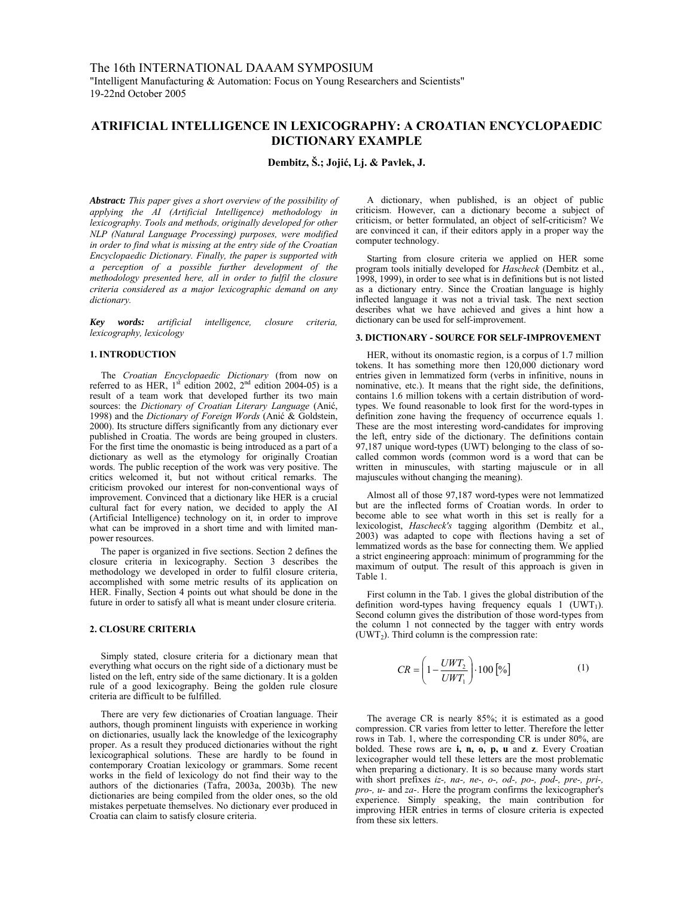The 16th INTERNATIONAL DAAAM SYMPOSIUM
"Intelligent Manufacturing & Automation: Focus on Young Researchers and Scientists"
19-22nd October 2005

# ATRIFICIAL INTELLIGENCE IN LEXICOGRAPHY: A CROATIAN ENCYCLOPAEDIC DICTIONARY EXAMPLE

**Dembitz, Š.; Jojić, Lj. & Pavlek, J.**

***Abstract:*** *This paper gives a short overview of the possibility of applying the AI (Artificial Intelligence) methodology in lexicography. Tools and methods, originally developed for other NLP (Natural Language Processing) purposes, were modified in order to find what is missing at the entry side of the Croatian Encyclopaedic Dictionary. Finally, the paper is supported with a perception of a possible further development of the methodology presented here, all in order to fulfil the closure criteria considered as a major lexicographic demand on any dictionary.*

***Key words:*** *artificial intelligence, closure criteria, lexicography, lexicology*

## 1. INTRODUCTION

The *Croatian Encyclopaedic Dictionary* (from now on referred to as HER, 1st edition 2002, 2nd edition 2004-05) is a result of a team work that developed further its two main sources: the *Dictionary of Croatian Literary Language* (Anić, 1998) and the *Dictionary of Foreign Words* (Anić & Goldstein, 2000). Its structure differs significantly from any dictionary ever published in Croatia. The words are being grouped in clusters. For the first time the onomastic is being introduced as a part of a dictionary as well as the etymology for originally Croatian words. The public reception of the work was very positive. The critics welcomed it, but not without critical remarks. The criticism provoked our interest for non-conventional ways of improvement. Convinced that a dictionary like HER is a crucial cultural fact for every nation, we decided to apply the AI (Artificial Intelligence) technology on it, in order to improve what can be improved in a short time and with limited man-power resources.

The paper is organized in five sections. Section 2 defines the closure criteria in lexicography. Section 3 describes the methodology we developed in order to fulfil closure criteria, accomplished with some metric results of its application on HER. Finally, Section 4 points out what should be done in the future in order to satisfy all what is meant under closure criteria.

## 2. CLOSURE CRITERIA

Simply stated, closure criteria for a dictionary mean that everything what occurs on the right side of a dictionary must be listed on the left, entry side of the same dictionary. It is a golden rule of a good lexicography. Being the golden rule closure criteria are difficult to be fulfilled.

There are very few dictionaries of Croatian language. Their authors, though prominent linguists with experience in working on dictionaries, usually lack the knowledge of the lexicography proper. As a result they produced dictionaries without the right lexicographical solutions. These are hardly to be found in contemporary Croatian lexicology or grammars. Some recent works in the field of lexicology do not find their way to the authors of the dictionaries (Tafra, 2003a, 2003b). The new dictionaries are being compiled from the older ones, so the old mistakes perpetuate themselves. No dictionary ever produced in Croatia can claim to satisfy closure criteria.

A dictionary, when published, is an object of public criticism. However, can a dictionary become a subject of criticism, or better formulated, an object of self-criticism? We are convinced it can, if their editors apply in a proper way the computer technology.

Starting from closure criteria we applied on HER some program tools initially developed for *Hascheck* (Dembitz et al., 1998, 1999), in order to see what is in definitions but is not listed as a dictionary entry. Since the Croatian language is highly inflected language it was not a trivial task. The next section describes what we have achieved and gives a hint how a dictionary can be used for self-improvement.

## 3. DICTIONARY - SOURCE FOR SELF-IMPROVEMENT

HER, without its onomastic region, is a corpus of 1.7 million tokens. It has something more then 120,000 dictionary word entries given in lemmatized form (verbs in infinitive, nouns in nominative, etc.). It means that the right side, the definitions, contains 1.6 million tokens with a certain distribution of word-types. We found reasonable to look first for the word-types in definition zone having the frequency of occurrence equals 1. These are the most interesting word-candidates for improving the left, entry side of the dictionary. The definitions contain 97,187 unique word-types (UWT) belonging to the class of so-called common words (common word is a word that can be written in minuscules, with starting majuscule or in all majuscules without changing the meaning).

Almost all of those 97,187 word-types were not lemmatized but are the inflected forms of Croatian words. In order to become able to see what worth in this set is really for a lexicologist, *Hascheck's* tagging algorithm (Dembitz et al., 2003) was adapted to cope with flections having a set of lemmatized words as the base for connecting them. We applied a strict engineering approach: minimum of programming for the maximum of output. The result of this approach is given in Table 1.

First column in the Tab. 1 gives the global distribution of the definition word-types having frequency equals 1 ($UWT_1$). Second column gives the distribution of those word-types from the column 1 not connected by the tagger with entry words ($UWT_2$). Third column is the compression rate:

$$CR = \left(1 - \frac{UWT_2}{UWT_1}\right) \cdot 100\,[\%] \qquad (1)$$

The average CR is nearly 85%; it is estimated as a good compression. CR varies from letter to letter. Therefore the letter rows in Tab. 1, where the corresponding CR is under 80%, are bolded. These rows are **i, n, o, p, u** and **z**. Every Croatian lexicographer would tell these letters are the most problematic when preparing a dictionary. It is so because many words start with short prefixes *iz-, na-, ne-, o-, od-, po-, pod-, pre-, pri-, pro-, u-* and *za-*. Here the program confirms the lexicographer's experience. Simply speaking, the main contribution for improving HER entries in terms of closure criteria is expected from these six letters.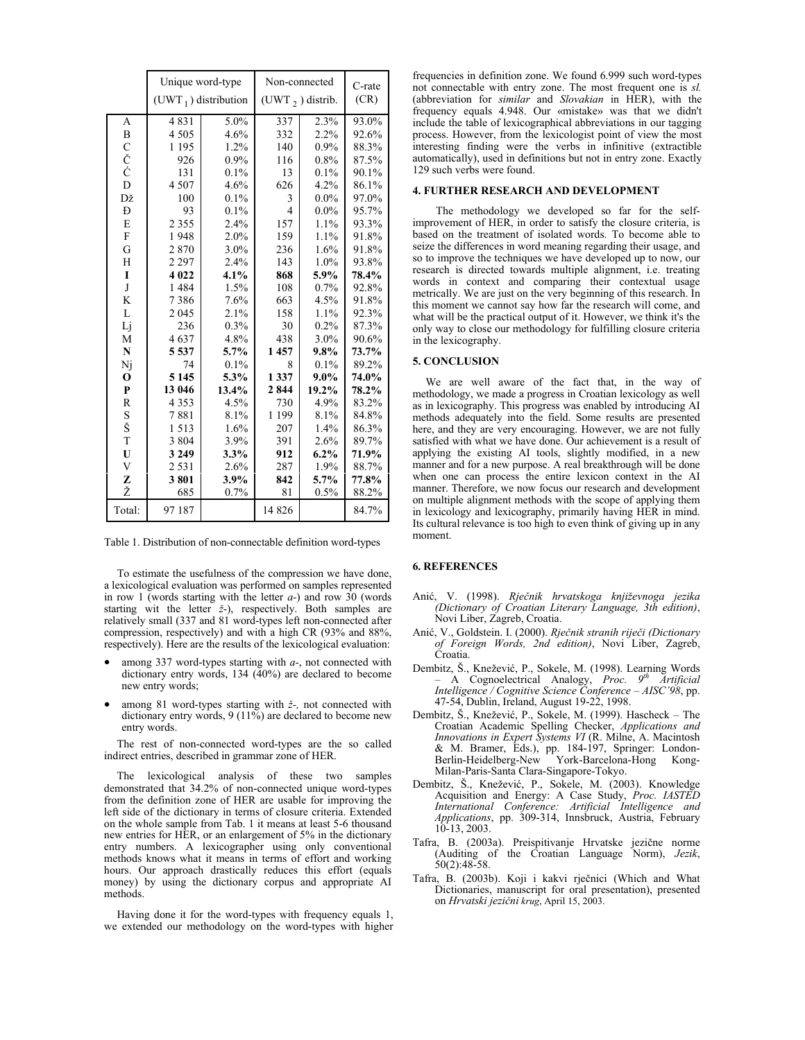| | Unique word-type ($UWT_1$) distribution | | Non-connected ($UWT_2$) distrib. | | C-rate (CR) |
|---|---|---|---|---|---|
| A | 4 831 | 5.0% | 337 | 2.3% | 93.0% |
| B | 4 505 | 4.6% | 332 | 2.2% | 92.6% |
| C | 1 195 | 1.2% | 140 | 0.9% | 88.3% |
| Č | 926 | 0.9% | 116 | 0.8% | 87.5% |
| Ć | 131 | 0.1% | 13 | 0.1% | 90.1% |
| D | 4 507 | 4.6% | 626 | 4.2% | 86.1% |
| Dž | 100 | 0.1% | 3 | 0.0% | 97.0% |
| Đ | 93 | 0.1% | 4 | 0.0% | 95.7% |
| E | 2 355 | 2.4% | 157 | 1.1% | 93.3% |
| F | 1 948 | 2.0% | 159 | 1.1% | 91.8% |
| G | 2 870 | 3.0% | 236 | 1.6% | 91.8% |
| H | 2 297 | 2.4% | 143 | 1.0% | 93.8% |
| **I** | **4 022** | **4.1%** | **868** | **5.9%** | **78.4%** |
| J | 1 484 | 1.5% | 108 | 0.7% | 92.8% |
| K | 7 386 | 7.6% | 663 | 4.5% | 91.8% |
| L | 2 045 | 2.1% | 158 | 1.1% | 92.3% |
| Lj | 236 | 0.3% | 30 | 0.2% | 87.3% |
| M | 4 637 | 4.8% | 438 | 3.0% | 90.6% |
| **N** | **5 537** | **5.7%** | **1 457** | **9.8%** | **73.7%** |
| Nj | 74 | 0.1% | 8 | 0.1% | 89.2% |
| **O** | **5 145** | **5.3%** | **1 337** | **9.0%** | **74.0%** |
| **P** | **13 046** | **13.4%** | **2 844** | **19.2%** | **78.2%** |
| R | 4 353 | 4.5% | 730 | 4.9% | 83.2% |
| S | 7 881 | 8.1% | 1 199 | 8.1% | 84.8% |
| Š | 1 513 | 1.6% | 207 | 1.4% | 86.3% |
| T | 3 804 | 3.9% | 391 | 2.6% | 89.7% |
| **U** | **3 249** | **3.3%** | **912** | **6.2%** | **71.9%** |
| V | 2 531 | 2.6% | 287 | 1.9% | 88.7% |
| **Z** | **3 801** | **3.9%** | **842** | **5.7%** | **77.8%** |
| Ž | 685 | 0.7% | 81 | 0.5% | 88.2% |
| Total: | 97 187 | | 14 826 | | 84.7% |

Table 1. Distribution of non-connectable definition word-types

To estimate the usefulness of the compression we have done, a lexicological evaluation was performed on samples represented in row 1 (words starting with the letter *a*-) and row 30 (words starting wit the letter *ž*-), respectively. Both samples are relatively small (337 and 81 word-types left non-connected after compression, respectively) and with a high CR (93% and 88%, respectively). Here are the results of the lexicological evaluation:

- among 337 word-types starting with *a*-, not connected with dictionary entry words, 134 (40%) are declared to become new entry words;
- among 81 word-types starting with *ž*-, not connected with dictionary entry words, 9 (11%) are declared to become new entry words.

The rest of non-connected word-types are the so called indirect entries, described in grammar zone of HER.

The lexicological analysis of these two samples demonstrated that 34.2% of non-connected unique word-types from the definition zone of HER are usable for improving the left side of the dictionary in terms of closure criteria. Extended on the whole sample from Tab. 1 it means at least 5-6 thousand new entries for HER, or an enlargement of 5% in the dictionary entry numbers. A lexicographer using only conventional methods knows what it means in terms of effort and working hours. Our approach drastically reduces this effort (equals money) by using the dictionary corpus and appropriate AI methods.

Having done it for the word-types with frequency equals 1, we extended our methodology on the word-types with higher frequencies in definition zone. We found 6.999 such word-types not connectable with entry zone. The most frequent one is *sl.* (abbreviation for *similar* and *Slovakian* in HER), with the frequency equals 4.948. Our «mistake» was that we didn't include the table of lexicographical abbreviations in our tagging process. However, from the lexicologist point of view the most interesting finding were the verbs in infinitive (extractible automatically), used in definitions but not in entry zone. Exactly 129 such verbs were found.

## 4. FURTHER RESEARCH AND DEVELOPMENT

The methodology we developed so far for the self-improvement of HER, in order to satisfy the closure criteria, is based on the treatment of isolated words. To become able to seize the differences in word meaning regarding their usage, and so to improve the techniques we have developed up to now, our research is directed towards multiple alignment, i.e. treating words in context and comparing their contextual usage metrically. We are just on the very beginning of this research. In this moment we cannot say how far the research will come, and what will be the practical output of it. However, we think it's the only way to close our methodology for fulfilling closure criteria in the lexicography.

## 5. CONCLUSION

We are well aware of the fact that, in the way of methodology, we made a progress in Croatian lexicology as well as in lexicography. This progress was enabled by introducing AI methods adequately into the field. Some results are presented here, and they are very encouraging. However, we are not fully satisfied with what we have done. Our achievement is a result of applying the existing AI tools, slightly modified, in a new manner and for a new purpose. A real breakthrough will be done when one can process the entire lexicon context in the AI manner. Therefore, we now focus our research and development on multiple alignment methods with the scope of applying them in lexicology and lexicography, primarily having HER in mind. Its cultural relevance is too high to even think of giving up in any moment.

## 6. REFERENCES

Anić, V. (1998). *Rječnik hrvatskoga književnoga jezika (Dictionary of Croatian Literary Language, 3th edition)*, Novi Liber, Zagreb, Croatia.

Anić, V., Goldstein. I. (2000). *Rječnik stranih riječi (Dictionary of Foreign Words, 2nd edition)*, Novi Liber, Zagreb, Croatia.

Dembitz, Š., Knežević, P., Sokele, M. (1998). Learning Words – A Cognoelectrical Analogy, *Proc. 9th Artificial Intelligence / Cognitive Science Conference – AISC'98*, pp. 47-54, Dublin, Ireland, August 19-22, 1998.

Dembitz, Š., Knežević, P., Sokele, M. (1999). Hascheck – The Croatian Academic Spelling Checker, *Applications and Innovations in Expert Systems VI* (R. Milne, A. Macintosh & M. Bramer, Eds.), pp. 184-197, Springer: London-Berlin-Heidelberg-New York-Barcelona-Hong Kong-Milan-Paris-Santa Clara-Singapore-Tokyo.

Dembitz, Š., Knežević, P., Sokele, M. (2003). Knowledge Acquisition and Energy: A Case Study, *Proc. IASTED International Conference: Artificial Intelligence and Applications*, pp. 309-314, Innsbruck, Austria, February 10-13, 2003.

Tafra, B. (2003a). Preispitivanje Hrvatske jezične norme (Auditing of the Croatian Language Norm), *Jezik*, 50(2):48-58.

Tafra, B. (2003b). Koji i kakvi rječnici (Which and What Dictionaries, manuscript for oral presentation), presented on *Hrvatski jezični krug*, April 15, 2003.